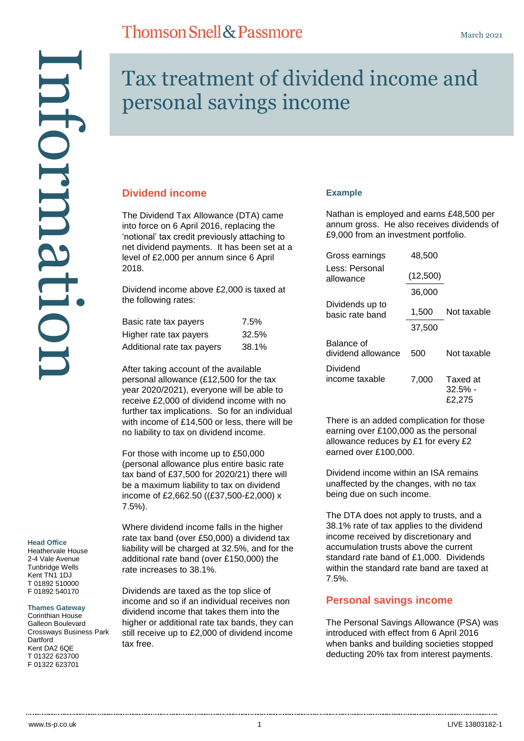# Tax treatment of dividend income and personal savings income

## Dividend income

The Dividend Tax Allowance (DTA) came into force on 6 April 2016, replacing the 'notional' tax credit previously attaching to net dividend payments. It has been set at a level of £2,000 per annum since 6 April 2018.

Dividend income above £2,000 is taxed at the following rates:

| | |
|---|---|
| Basic rate tax payers | 7.5% |
| Higher rate tax payers | 32.5% |
| Additional rate tax payers | 38.1% |

After taking account of the available personal allowance (£12,500 for the tax year 2020/2021), everyone will be able to receive £2,000 of dividend income with no further tax implications. So for an individual with income of £14,500 or less, there will be no liability to tax on dividend income.

For those with income up to £50,000 (personal allowance plus entire basic rate tax band of £37,500 for 2020/21) there will be a maximum liability to tax on dividend income of £2,662.50 ((£37,500-£2,000) x 7.5%).

Where dividend income falls in the higher rate tax band (over £50,000) a dividend tax liability will be charged at 32.5%, and for the additional rate band (over £150,000) the rate increases to 38.1%.

Dividends are taxed as the top slice of income and so if an individual receives non dividend income that takes them into the higher or additional rate tax bands, they can still receive up to £2,000 of dividend income tax free.

### Example

Nathan is employed and earns £48,500 per annum gross. He also receives dividends of £9,000 from an investment portfolio.

| | | |
|---|---|---|
| Gross earnings | 48,500 | |
| Less: Personal allowance | (12,500) | |
| | 36,000 | |
| Dividends up to basic rate band | 1,500 | Not taxable |
| | 37,500 | |
| Balance of dividend allowance | 500 | Not taxable |
| Dividend income taxable | 7,000 | Taxed at 32.5% - £2,275 |

There is an added complication for those earning over £100,000 as the personal allowance reduces by £1 for every £2 earned over £100,000.

Dividend income within an ISA remains unaffected by the changes, with no tax being due on such income.

The DTA does not apply to trusts, and a 38.1% rate of tax applies to the dividend income received by discretionary and accumulation trusts above the current standard rate band of £1,000. Dividends within the standard rate band are taxed at 7.5%.

## Personal savings income

The Personal Savings Allowance (PSA) was introduced with effect from 6 April 2016 when banks and building societies stopped deducting 20% tax from interest payments.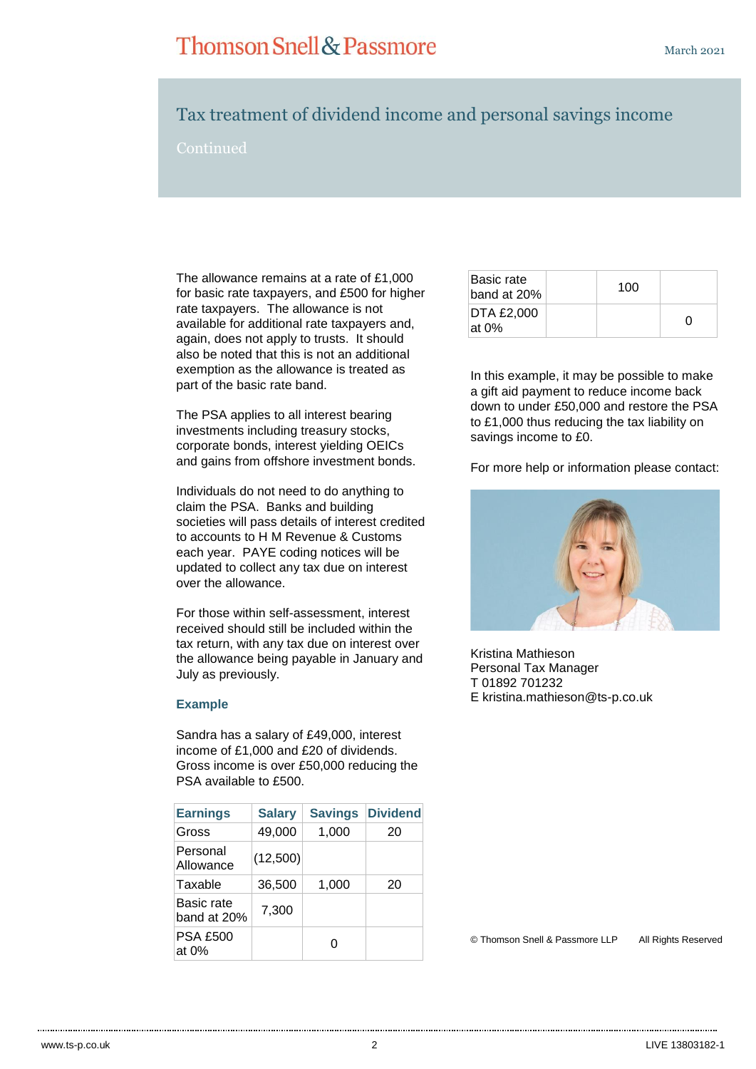# Tax treatment of dividend income and personal savings income

Continued

The allowance remains at a rate of £1,000 for basic rate taxpayers, and £500 for higher rate taxpayers. The allowance is not available for additional rate taxpayers and, again, does not apply to trusts. It should also be noted that this is not an additional exemption as the allowance is treated as part of the basic rate band.

The PSA applies to all interest bearing investments including treasury stocks, corporate bonds, interest yielding OEICs and gains from offshore investment bonds.

Individuals do not need to do anything to claim the PSA. Banks and building societies will pass details of interest credited to accounts to H M Revenue & Customs each year. PAYE coding notices will be updated to collect any tax due on interest over the allowance.

For those within self-assessment, interest received should still be included within the tax return, with any tax due on interest over the allowance being payable in January and July as previously.

### Example

Sandra has a salary of £49,000, interest income of £1,000 and £20 of dividends. Gross income is over £50,000 reducing the PSA available to £500.

| Earnings | Salary | Savings | Dividend |
|---|---|---|---|
| Gross | 49,000 | 1,000 | 20 |
| Personal Allowance | (12,500) | | |
| Taxable | 36,500 | 1,000 | 20 |
| Basic rate band at 20% | 7,300 | | |
| PSA £500 at 0% | | 0 | |
| Basic rate band at 20% | | 100 | |
| DTA £2,000 at 0% | | | 0 |

In this example, it may be possible to make a gift aid payment to reduce income back down to under £50,000 and restore the PSA to £1,000 thus reducing the tax liability on savings income to £0.

For more help or information please contact:

Kristina Mathieson
Personal Tax Manager
T 01892 701232
E kristina.mathieson@ts-p.co.uk

© Thomson Snell & Passmore LLP All Rights Reserved